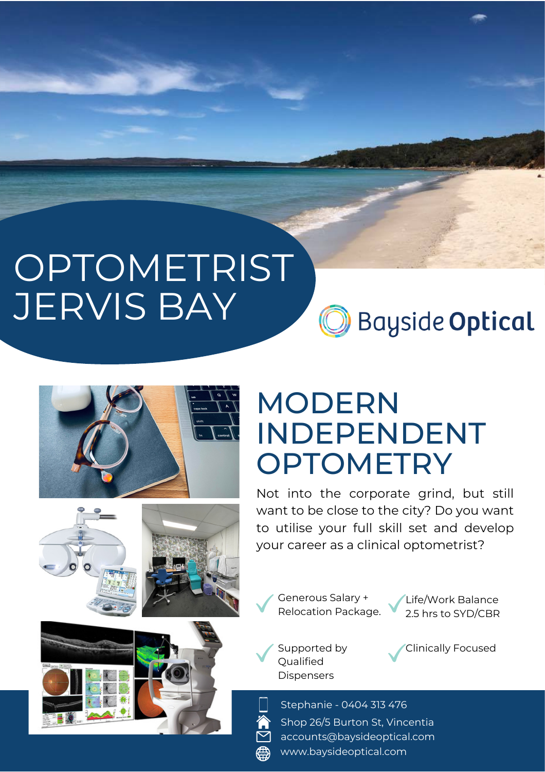# OPTOMETRIST JERVIS BAY

Bayside Optical

## MODERN INDEPENDENT OPTOMETRY

Not into the corporate grind, but still want to be close to the city? Do you want to utilise your full skill set and develop your career as a clinical optometrist?

- Generous Salary + Relocation Package.
- Life/Work Balance 2.5 hrs to SYD/CBR
- Supported by Qualified Dispensers
- Clinically Focused

Stephanie - 0404 313 476

Shop 26/5 Burton St, Vincentia

accounts@baysideoptical.com

www.baysideoptical.com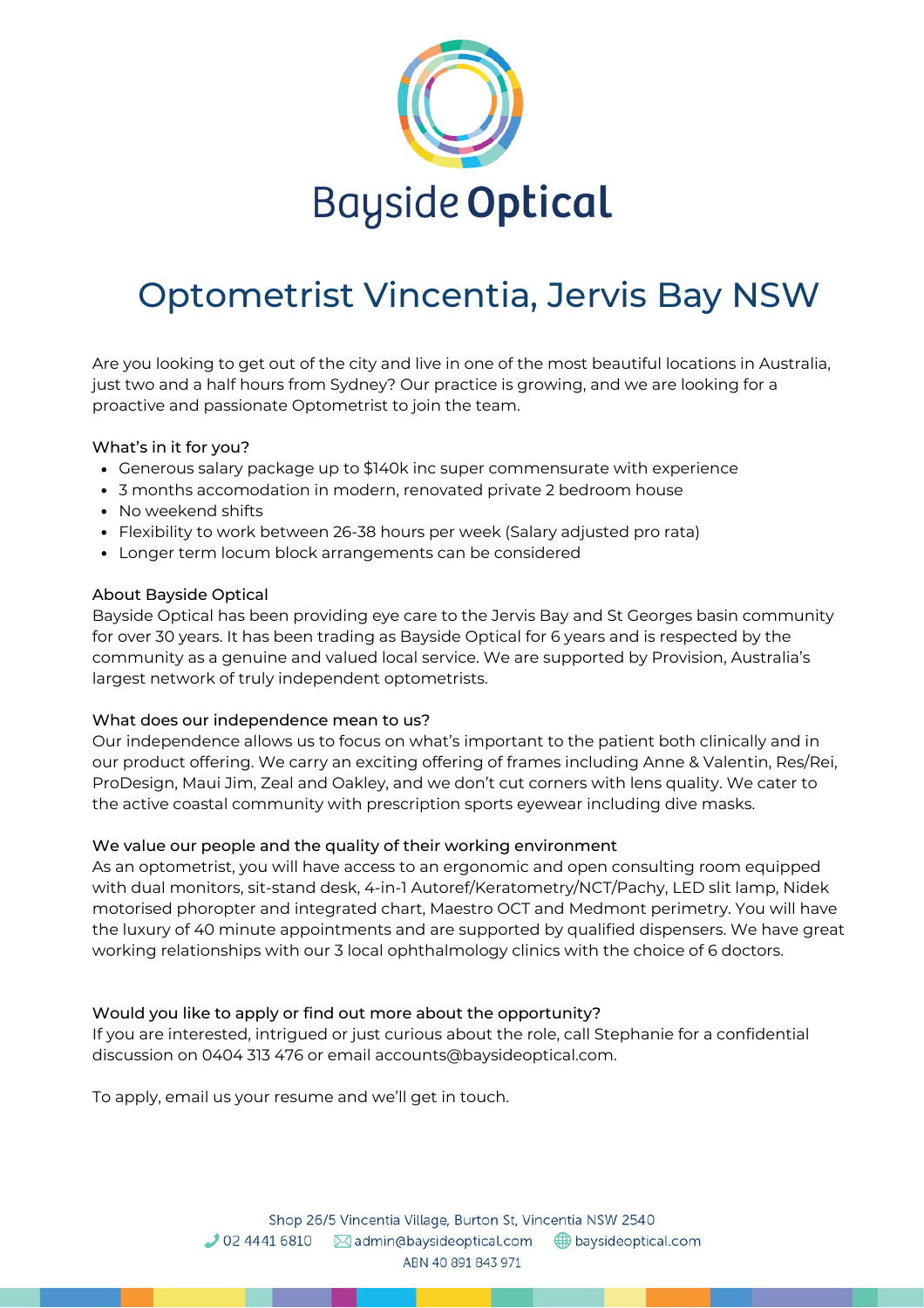Bayside **Optical**

# Optometrist Vincentia, Jervis Bay NSW

Are you looking to get out of the city and live in one of the most beautiful locations in Australia, just two and a half hours from Sydney? Our practice is growing, and we are looking for a proactive and passionate Optometrist to join the team.

### What's in it for you?

- Generous salary package up to $140k inc super commensurate with experience
- 3 months accomodation in modern, renovated private 2 bedroom house
- No weekend shifts
- Flexibility to work between 26-38 hours per week (Salary adjusted pro rata)
- Longer term locum block arrangements can be considered

### About Bayside Optical

Bayside Optical has been providing eye care to the Jervis Bay and St Georges basin community for over 30 years. It has been trading as Bayside Optical for 6 years and is respected by the community as a genuine and valued local service. We are supported by Provision, Australia's largest network of truly independent optometrists.

### What does our independence mean to us?

Our independence allows us to focus on what's important to the patient both clinically and in our product offering. We carry an exciting offering of frames including Anne & Valentin, Res/Rei, ProDesign, Maui Jim, Zeal and Oakley, and we don't cut corners with lens quality. We cater to the active coastal community with prescription sports eyewear including dive masks.

### We value our people and the quality of their working environment

As an optometrist, you will have access to an ergonomic and open consulting room equipped with dual monitors, sit-stand desk, 4-in-1 Autoref/Keratometry/NCT/Pachy, LED slit lamp, Nidek motorised phoropter and integrated chart, Maestro OCT and Medmont perimetry. You will have the luxury of 40 minute appointments and are supported by qualified dispensers. We have great working relationships with our 3 local ophthalmology clinics with the choice of 6 doctors.

### Would you like to apply or find out more about the opportunity?

If you are interested, intrigued or just curious about the role, call Stephanie for a confidential discussion on 0404 313 476 or email accounts@baysideoptical.com.

To apply, email us your resume and we'll get in touch.

Shop 26/5 Vincentia Village, Burton St, Vincentia NSW 2540

02 4441 6810 admin@baysideoptical.com baysideoptical.com

ABN 40 891 843 971